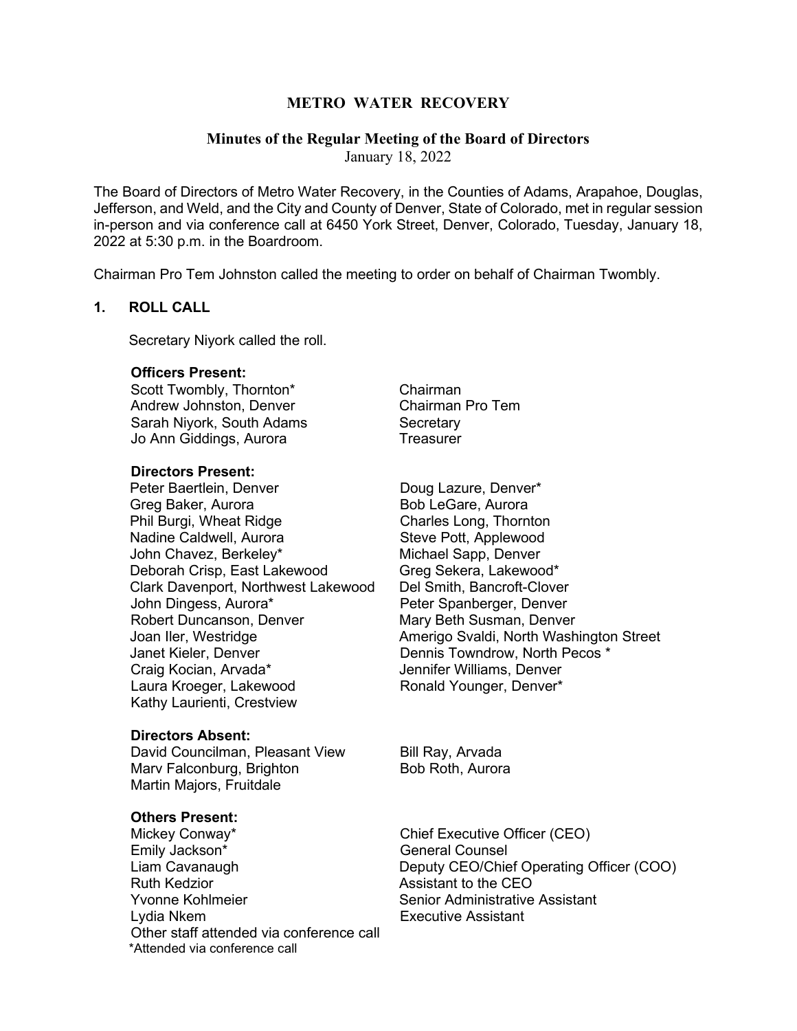# METRO WATER RECOVERY

## Minutes of the Regular Meeting of the Board of Directors

January 18, 2022

The Board of Directors of Metro Water Recovery, in the Counties of Adams, Arapahoe, Douglas, Jefferson, and Weld, and the City and County of Denver, State of Colorado, met in regular session in-person and via conference call at 6450 York Street, Denver, Colorado, Tuesday, January 18, 2022 at 5:30 p.m. in the Boardroom.

Chairman Pro Tem Johnston called the meeting to order on behalf of Chairman Twombly.

### 1. ROLL CALL

Secretary Niyork called the roll.

**Officers Present:**

| | |
|---|---|
| Scott Twombly, Thornton* | Chairman |
| Andrew Johnston, Denver | Chairman Pro Tem |
| Sarah Niyork, South Adams | Secretary |
| Jo Ann Giddings, Aurora | Treasurer |

**Directors Present:**

| | |
|---|---|
| Peter Baertlein, Denver | Doug Lazure, Denver* |
| Greg Baker, Aurora | Bob LeGare, Aurora |
| Phil Burgi, Wheat Ridge | Charles Long, Thornton |
| Nadine Caldwell, Aurora | Steve Pott, Applewood |
| John Chavez, Berkeley* | Michael Sapp, Denver |
| Deborah Crisp, East Lakewood | Greg Sekera, Lakewood* |
| Clark Davenport, Northwest Lakewood | Del Smith, Bancroft-Clover |
| John Dingess, Aurora* | Peter Spanberger, Denver |
| Robert Duncanson, Denver | Mary Beth Susman, Denver |
| Joan Iler, Westridge | Amerigo Svaldi, North Washington Street |
| Janet Kieler, Denver | Dennis Towndrow, North Pecos * |
| Craig Kocian, Arvada* | Jennifer Williams, Denver |
| Laura Kroeger, Lakewood | Ronald Younger, Denver* |
| Kathy Laurienti, Crestview | |

**Directors Absent:**

| | |
|---|---|
| David Councilman, Pleasant View | Bill Ray, Arvada |
| Marv Falconburg, Brighton | Bob Roth, Aurora |
| Martin Majors, Fruitdale | |

**Others Present:**

| | |
|---|---|
| Mickey Conway* | Chief Executive Officer (CEO) |
| Emily Jackson* | General Counsel |
| Liam Cavanaugh | Deputy CEO/Chief Operating Officer (COO) |
| Ruth Kedzior | Assistant to the CEO |
| Yvonne Kohlmeier | Senior Administrative Assistant |
| Lydia Nkem | Executive Assistant |

Other staff attended via conference call

*Attended via conference call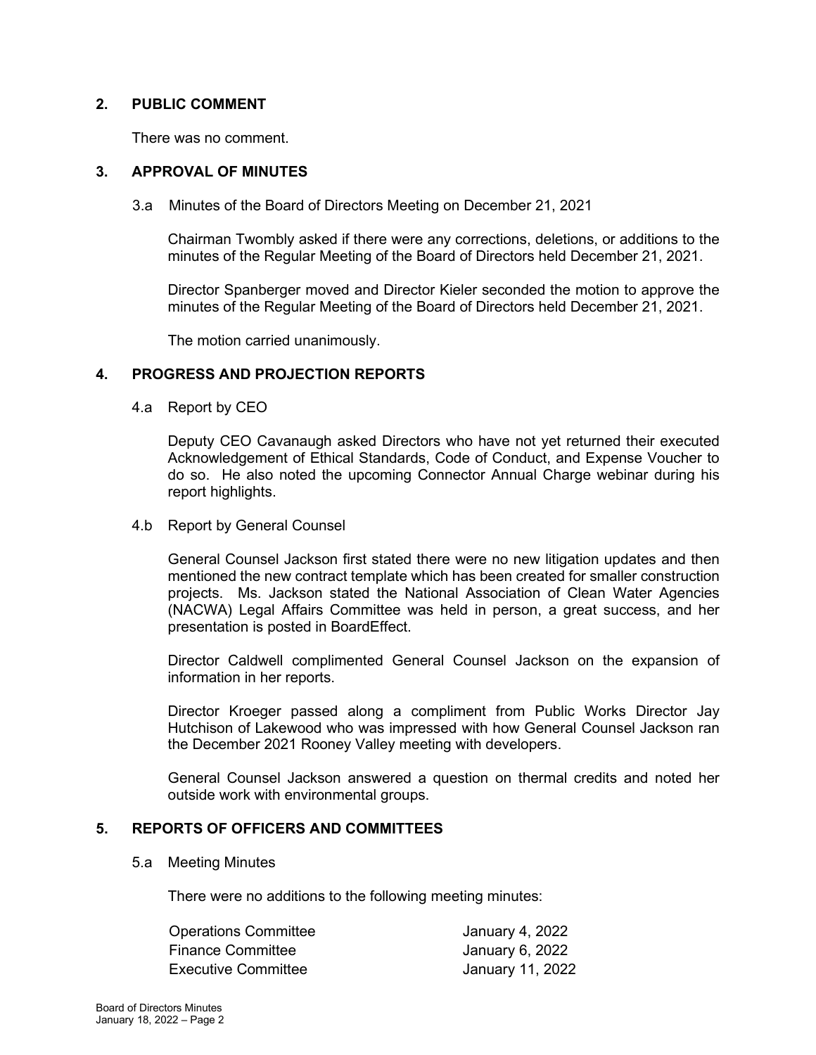## 2. PUBLIC COMMENT

There was no comment.

## 3. APPROVAL OF MINUTES

3.a Minutes of the Board of Directors Meeting on December 21, 2021

Chairman Twombly asked if there were any corrections, deletions, or additions to the minutes of the Regular Meeting of the Board of Directors held December 21, 2021.

Director Spanberger moved and Director Kieler seconded the motion to approve the minutes of the Regular Meeting of the Board of Directors held December 21, 2021.

The motion carried unanimously.

## 4. PROGRESS AND PROJECTION REPORTS

4.a Report by CEO

Deputy CEO Cavanaugh asked Directors who have not yet returned their executed Acknowledgement of Ethical Standards, Code of Conduct, and Expense Voucher to do so. He also noted the upcoming Connector Annual Charge webinar during his report highlights.

4.b Report by General Counsel

General Counsel Jackson first stated there were no new litigation updates and then mentioned the new contract template which has been created for smaller construction projects. Ms. Jackson stated the National Association of Clean Water Agencies (NACWA) Legal Affairs Committee was held in person, a great success, and her presentation is posted in BoardEffect.

Director Caldwell complimented General Counsel Jackson on the expansion of information in her reports.

Director Kroeger passed along a compliment from Public Works Director Jay Hutchison of Lakewood who was impressed with how General Counsel Jackson ran the December 2021 Rooney Valley meeting with developers.

General Counsel Jackson answered a question on thermal credits and noted her outside work with environmental groups.

## 5. REPORTS OF OFFICERS AND COMMITTEES

5.a Meeting Minutes

There were no additions to the following meeting minutes:

| | |
|---|---|
| Operations Committee | January 4, 2022 |
| Finance Committee | January 6, 2022 |
| Executive Committee | January 11, 2022 |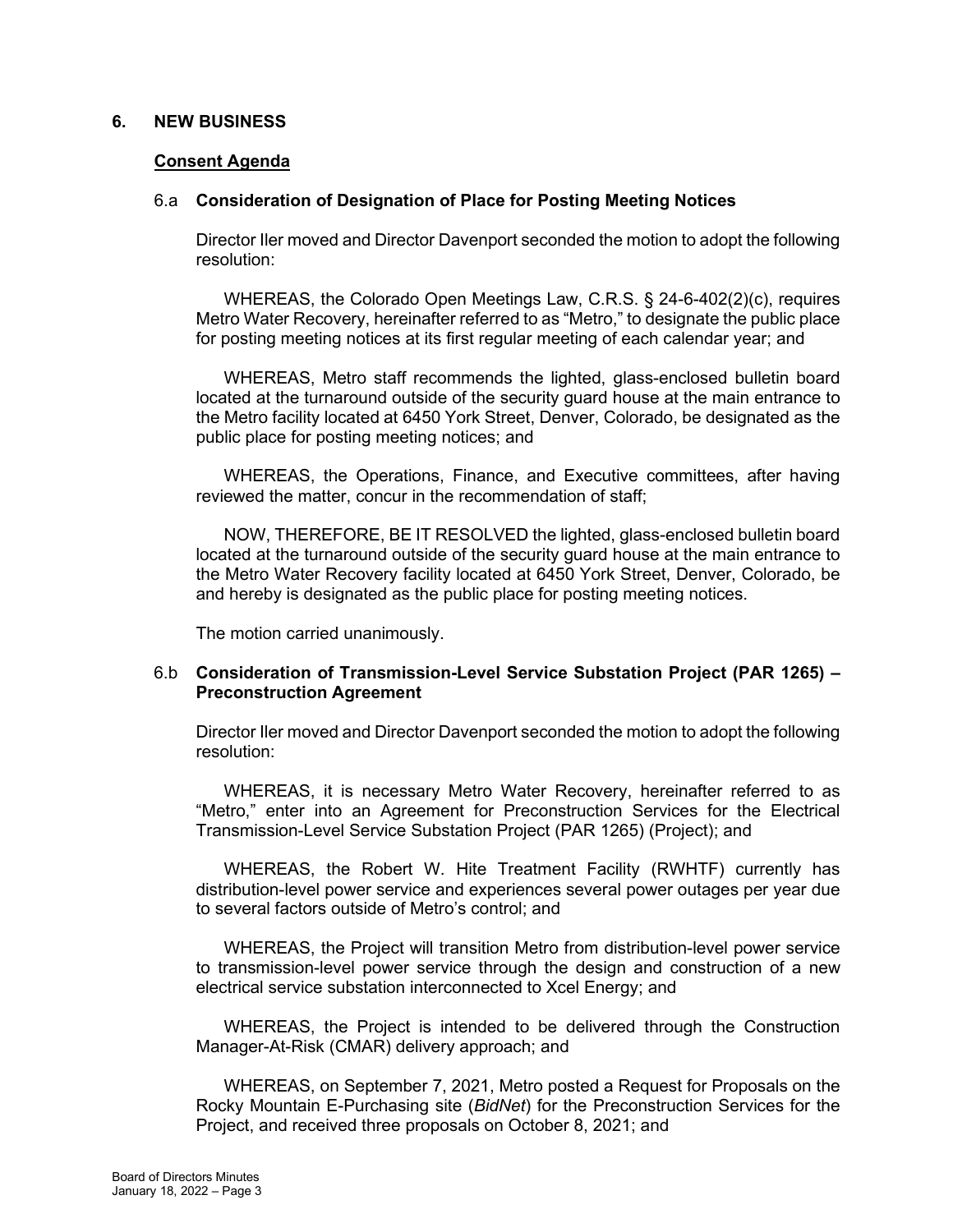## 6. NEW BUSINESS

### Consent Agenda

### 6.a **Consideration of Designation of Place for Posting Meeting Notices**

Director Iler moved and Director Davenport seconded the motion to adopt the following resolution:

WHEREAS, the Colorado Open Meetings Law, C.R.S. § 24-6-402(2)(c), requires Metro Water Recovery, hereinafter referred to as "Metro," to designate the public place for posting meeting notices at its first regular meeting of each calendar year; and

WHEREAS, Metro staff recommends the lighted, glass-enclosed bulletin board located at the turnaround outside of the security guard house at the main entrance to the Metro facility located at 6450 York Street, Denver, Colorado, be designated as the public place for posting meeting notices; and

WHEREAS, the Operations, Finance, and Executive committees, after having reviewed the matter, concur in the recommendation of staff;

NOW, THEREFORE, BE IT RESOLVED the lighted, glass-enclosed bulletin board located at the turnaround outside of the security guard house at the main entrance to the Metro Water Recovery facility located at 6450 York Street, Denver, Colorado, be and hereby is designated as the public place for posting meeting notices.

The motion carried unanimously.

### 6.b **Consideration of Transmission-Level Service Substation Project (PAR 1265) – Preconstruction Agreement**

Director Iler moved and Director Davenport seconded the motion to adopt the following resolution:

WHEREAS, it is necessary Metro Water Recovery, hereinafter referred to as "Metro," enter into an Agreement for Preconstruction Services for the Electrical Transmission-Level Service Substation Project (PAR 1265) (Project); and

WHEREAS, the Robert W. Hite Treatment Facility (RWHTF) currently has distribution-level power service and experiences several power outages per year due to several factors outside of Metro's control; and

WHEREAS, the Project will transition Metro from distribution-level power service to transmission-level power service through the design and construction of a new electrical service substation interconnected to Xcel Energy; and

WHEREAS, the Project is intended to be delivered through the Construction Manager-At-Risk (CMAR) delivery approach; and

WHEREAS, on September 7, 2021, Metro posted a Request for Proposals on the Rocky Mountain E-Purchasing site (*BidNet*) for the Preconstruction Services for the Project, and received three proposals on October 8, 2021; and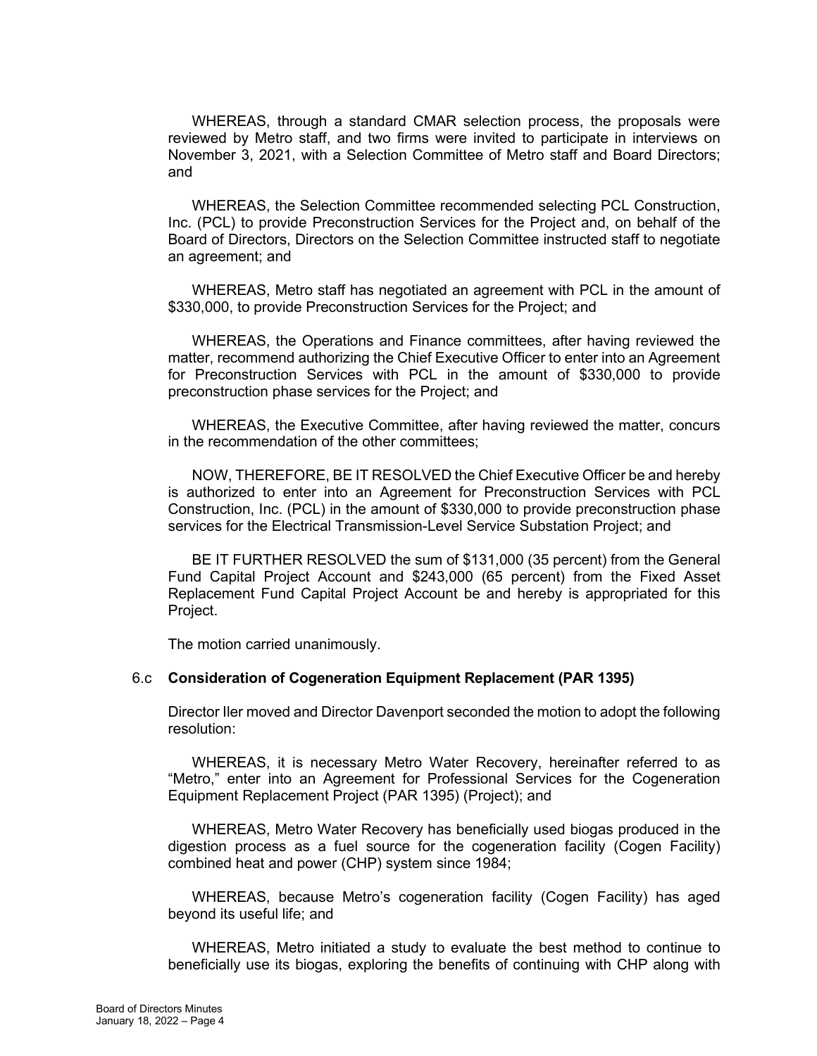WHEREAS, through a standard CMAR selection process, the proposals were reviewed by Metro staff, and two firms were invited to participate in interviews on November 3, 2021, with a Selection Committee of Metro staff and Board Directors; and

WHEREAS, the Selection Committee recommended selecting PCL Construction, Inc. (PCL) to provide Preconstruction Services for the Project and, on behalf of the Board of Directors, Directors on the Selection Committee instructed staff to negotiate an agreement; and

WHEREAS, Metro staff has negotiated an agreement with PCL in the amount of $330,000, to provide Preconstruction Services for the Project; and

WHEREAS, the Operations and Finance committees, after having reviewed the matter, recommend authorizing the Chief Executive Officer to enter into an Agreement for Preconstruction Services with PCL in the amount of $330,000 to provide preconstruction phase services for the Project; and

WHEREAS, the Executive Committee, after having reviewed the matter, concurs in the recommendation of the other committees;

NOW, THEREFORE, BE IT RESOLVED the Chief Executive Officer be and hereby is authorized to enter into an Agreement for Preconstruction Services with PCL Construction, Inc. (PCL) in the amount of $330,000 to provide preconstruction phase services for the Electrical Transmission-Level Service Substation Project; and

BE IT FURTHER RESOLVED the sum of $131,000 (35 percent) from the General Fund Capital Project Account and $243,000 (65 percent) from the Fixed Asset Replacement Fund Capital Project Account be and hereby is appropriated for this Project.

The motion carried unanimously.

6.c **Consideration of Cogeneration Equipment Replacement (PAR 1395)**

Director Iler moved and Director Davenport seconded the motion to adopt the following resolution:

WHEREAS, it is necessary Metro Water Recovery, hereinafter referred to as "Metro," enter into an Agreement for Professional Services for the Cogeneration Equipment Replacement Project (PAR 1395) (Project); and

WHEREAS, Metro Water Recovery has beneficially used biogas produced in the digestion process as a fuel source for the cogeneration facility (Cogen Facility) combined heat and power (CHP) system since 1984;

WHEREAS, because Metro's cogeneration facility (Cogen Facility) has aged beyond its useful life; and

WHEREAS, Metro initiated a study to evaluate the best method to continue to beneficially use its biogas, exploring the benefits of continuing with CHP along with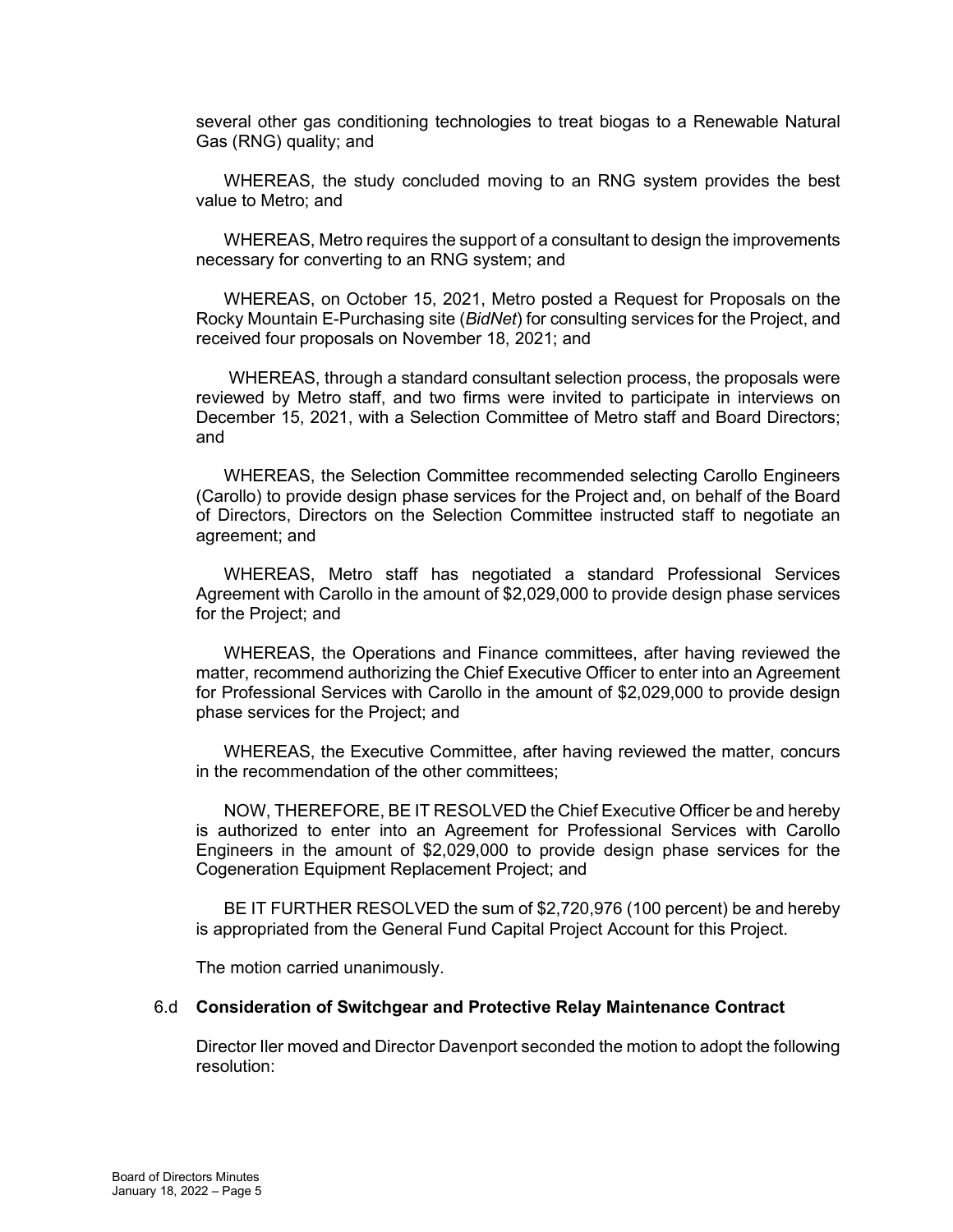several other gas conditioning technologies to treat biogas to a Renewable Natural Gas (RNG) quality; and

WHEREAS, the study concluded moving to an RNG system provides the best value to Metro; and

WHEREAS, Metro requires the support of a consultant to design the improvements necessary for converting to an RNG system; and

WHEREAS, on October 15, 2021, Metro posted a Request for Proposals on the Rocky Mountain E-Purchasing site (*BidNet*) for consulting services for the Project, and received four proposals on November 18, 2021; and

WHEREAS, through a standard consultant selection process, the proposals were reviewed by Metro staff, and two firms were invited to participate in interviews on December 15, 2021, with a Selection Committee of Metro staff and Board Directors; and

WHEREAS, the Selection Committee recommended selecting Carollo Engineers (Carollo) to provide design phase services for the Project and, on behalf of the Board of Directors, Directors on the Selection Committee instructed staff to negotiate an agreement; and

WHEREAS, Metro staff has negotiated a standard Professional Services Agreement with Carollo in the amount of $2,029,000 to provide design phase services for the Project; and

WHEREAS, the Operations and Finance committees, after having reviewed the matter, recommend authorizing the Chief Executive Officer to enter into an Agreement for Professional Services with Carollo in the amount of $2,029,000 to provide design phase services for the Project; and

WHEREAS, the Executive Committee, after having reviewed the matter, concurs in the recommendation of the other committees;

NOW, THEREFORE, BE IT RESOLVED the Chief Executive Officer be and hereby is authorized to enter into an Agreement for Professional Services with Carollo Engineers in the amount of $2,029,000 to provide design phase services for the Cogeneration Equipment Replacement Project; and

BE IT FURTHER RESOLVED the sum of $2,720,976 (100 percent) be and hereby is appropriated from the General Fund Capital Project Account for this Project.

The motion carried unanimously.

### 6.d **Consideration of Switchgear and Protective Relay Maintenance Contract**

Director Iler moved and Director Davenport seconded the motion to adopt the following resolution: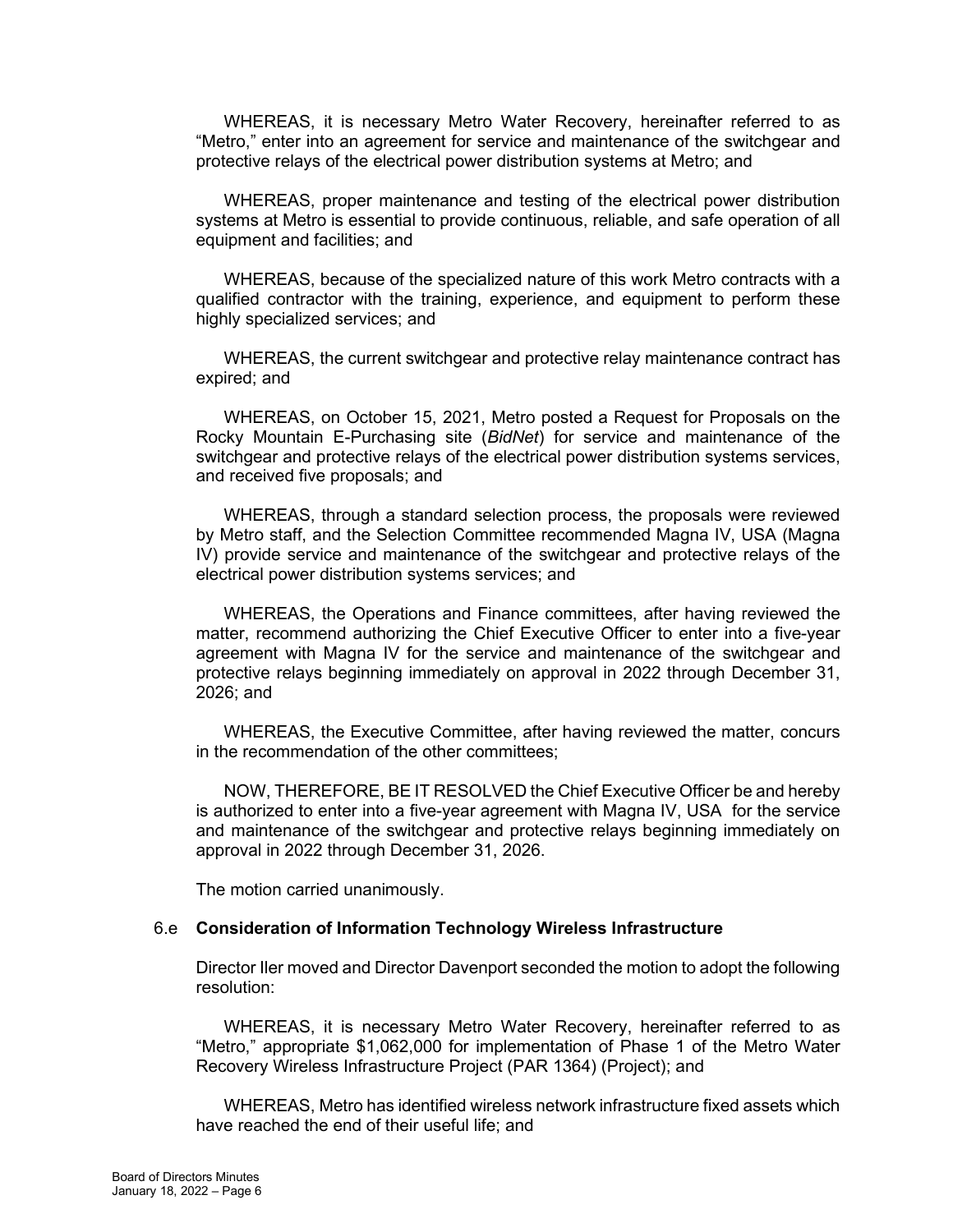WHEREAS, it is necessary Metro Water Recovery, hereinafter referred to as "Metro," enter into an agreement for service and maintenance of the switchgear and protective relays of the electrical power distribution systems at Metro; and

WHEREAS, proper maintenance and testing of the electrical power distribution systems at Metro is essential to provide continuous, reliable, and safe operation of all equipment and facilities; and

WHEREAS, because of the specialized nature of this work Metro contracts with a qualified contractor with the training, experience, and equipment to perform these highly specialized services; and

WHEREAS, the current switchgear and protective relay maintenance contract has expired; and

WHEREAS, on October 15, 2021, Metro posted a Request for Proposals on the Rocky Mountain E-Purchasing site (*BidNet*) for service and maintenance of the switchgear and protective relays of the electrical power distribution systems services, and received five proposals; and

WHEREAS, through a standard selection process, the proposals were reviewed by Metro staff, and the Selection Committee recommended Magna IV, USA (Magna IV) provide service and maintenance of the switchgear and protective relays of the electrical power distribution systems services; and

WHEREAS, the Operations and Finance committees, after having reviewed the matter, recommend authorizing the Chief Executive Officer to enter into a five-year agreement with Magna IV for the service and maintenance of the switchgear and protective relays beginning immediately on approval in 2022 through December 31, 2026; and

WHEREAS, the Executive Committee, after having reviewed the matter, concurs in the recommendation of the other committees;

NOW, THEREFORE, BE IT RESOLVED the Chief Executive Officer be and hereby is authorized to enter into a five-year agreement with Magna IV, USA for the service and maintenance of the switchgear and protective relays beginning immediately on approval in 2022 through December 31, 2026.

The motion carried unanimously.

6.e **Consideration of Information Technology Wireless Infrastructure**

Director Iler moved and Director Davenport seconded the motion to adopt the following resolution:

WHEREAS, it is necessary Metro Water Recovery, hereinafter referred to as "Metro," appropriate $1,062,000 for implementation of Phase 1 of the Metro Water Recovery Wireless Infrastructure Project (PAR 1364) (Project); and

WHEREAS, Metro has identified wireless network infrastructure fixed assets which have reached the end of their useful life; and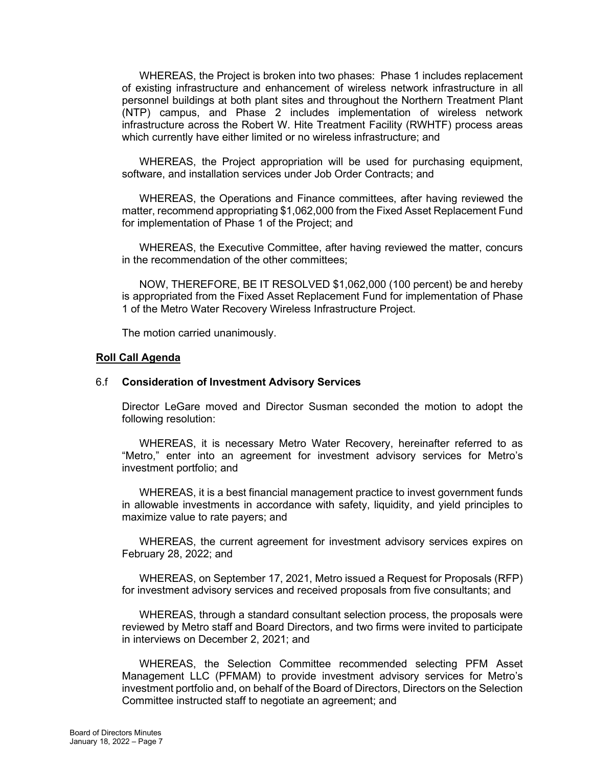WHEREAS, the Project is broken into two phases: Phase 1 includes replacement of existing infrastructure and enhancement of wireless network infrastructure in all personnel buildings at both plant sites and throughout the Northern Treatment Plant (NTP) campus, and Phase 2 includes implementation of wireless network infrastructure across the Robert W. Hite Treatment Facility (RWHTF) process areas which currently have either limited or no wireless infrastructure; and

WHEREAS, the Project appropriation will be used for purchasing equipment, software, and installation services under Job Order Contracts; and

WHEREAS, the Operations and Finance committees, after having reviewed the matter, recommend appropriating $1,062,000 from the Fixed Asset Replacement Fund for implementation of Phase 1 of the Project; and

WHEREAS, the Executive Committee, after having reviewed the matter, concurs in the recommendation of the other committees;

NOW, THEREFORE, BE IT RESOLVED $1,062,000 (100 percent) be and hereby is appropriated from the Fixed Asset Replacement Fund for implementation of Phase 1 of the Metro Water Recovery Wireless Infrastructure Project.

The motion carried unanimously.

**Roll Call Agenda**

6.f **Consideration of Investment Advisory Services**

Director LeGare moved and Director Susman seconded the motion to adopt the following resolution:

WHEREAS, it is necessary Metro Water Recovery, hereinafter referred to as "Metro," enter into an agreement for investment advisory services for Metro's investment portfolio; and

WHEREAS, it is a best financial management practice to invest government funds in allowable investments in accordance with safety, liquidity, and yield principles to maximize value to rate payers; and

WHEREAS, the current agreement for investment advisory services expires on February 28, 2022; and

WHEREAS, on September 17, 2021, Metro issued a Request for Proposals (RFP) for investment advisory services and received proposals from five consultants; and

WHEREAS, through a standard consultant selection process, the proposals were reviewed by Metro staff and Board Directors, and two firms were invited to participate in interviews on December 2, 2021; and

WHEREAS, the Selection Committee recommended selecting PFM Asset Management LLC (PFMAM) to provide investment advisory services for Metro's investment portfolio and, on behalf of the Board of Directors, Directors on the Selection Committee instructed staff to negotiate an agreement; and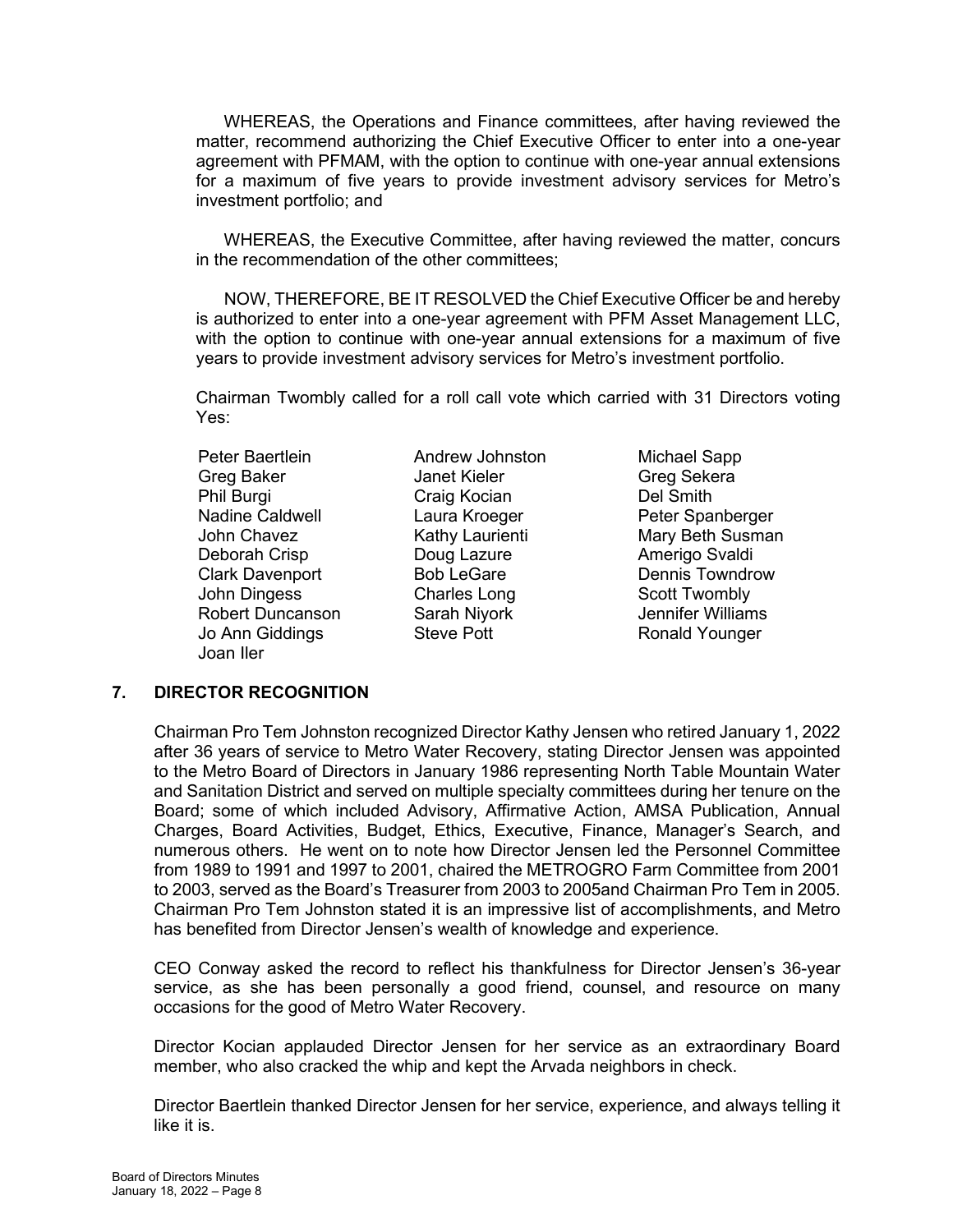WHEREAS, the Operations and Finance committees, after having reviewed the matter, recommend authorizing the Chief Executive Officer to enter into a one-year agreement with PFMAM, with the option to continue with one-year annual extensions for a maximum of five years to provide investment advisory services for Metro's investment portfolio; and

WHEREAS, the Executive Committee, after having reviewed the matter, concurs in the recommendation of the other committees;

NOW, THEREFORE, BE IT RESOLVED the Chief Executive Officer be and hereby is authorized to enter into a one-year agreement with PFM Asset Management LLC, with the option to continue with one-year annual extensions for a maximum of five years to provide investment advisory services for Metro's investment portfolio.

Chairman Twombly called for a roll call vote which carried with 31 Directors voting Yes:

| | | |
|---|---|---|
| Peter Baertlein | Andrew Johnston | Michael Sapp |
| Greg Baker | Janet Kieler | Greg Sekera |
| Phil Burgi | Craig Kocian | Del Smith |
| Nadine Caldwell | Laura Kroeger | Peter Spanberger |
| John Chavez | Kathy Laurienti | Mary Beth Susman |
| Deborah Crisp | Doug Lazure | Amerigo Svaldi |
| Clark Davenport | Bob LeGare | Dennis Towndrow |
| John Dingess | Charles Long | Scott Twombly |
| Robert Duncanson | Sarah Niyork | Jennifer Williams |
| Jo Ann Giddings | Steve Pott | Ronald Younger |
| Joan Iler | | |

## 7. DIRECTOR RECOGNITION

Chairman Pro Tem Johnston recognized Director Kathy Jensen who retired January 1, 2022 after 36 years of service to Metro Water Recovery, stating Director Jensen was appointed to the Metro Board of Directors in January 1986 representing North Table Mountain Water and Sanitation District and served on multiple specialty committees during her tenure on the Board; some of which included Advisory, Affirmative Action, AMSA Publication, Annual Charges, Board Activities, Budget, Ethics, Executive, Finance, Manager's Search, and numerous others. He went on to note how Director Jensen led the Personnel Committee from 1989 to 1991 and 1997 to 2001, chaired the METROGRO Farm Committee from 2001 to 2003, served as the Board's Treasurer from 2003 to 2005and Chairman Pro Tem in 2005. Chairman Pro Tem Johnston stated it is an impressive list of accomplishments, and Metro has benefited from Director Jensen's wealth of knowledge and experience.

CEO Conway asked the record to reflect his thankfulness for Director Jensen's 36-year service, as she has been personally a good friend, counsel, and resource on many occasions for the good of Metro Water Recovery.

Director Kocian applauded Director Jensen for her service as an extraordinary Board member, who also cracked the whip and kept the Arvada neighbors in check.

Director Baertlein thanked Director Jensen for her service, experience, and always telling it like it is.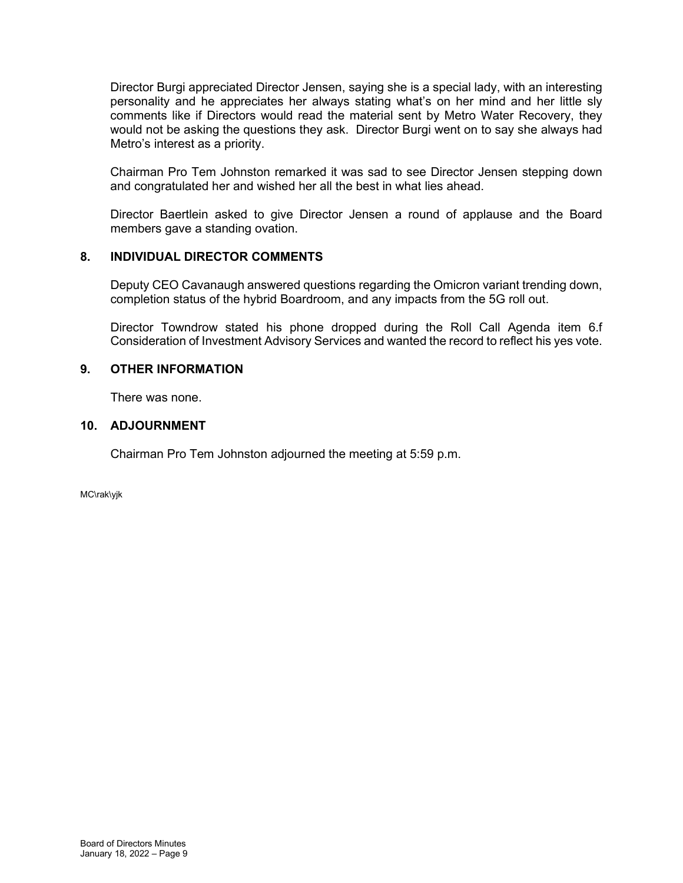Director Burgi appreciated Director Jensen, saying she is a special lady, with an interesting personality and he appreciates her always stating what's on her mind and her little sly comments like if Directors would read the material sent by Metro Water Recovery, they would not be asking the questions they ask. Director Burgi went on to say she always had Metro's interest as a priority.

Chairman Pro Tem Johnston remarked it was sad to see Director Jensen stepping down and congratulated her and wished her all the best in what lies ahead.

Director Baertlein asked to give Director Jensen a round of applause and the Board members gave a standing ovation.

## 8. INDIVIDUAL DIRECTOR COMMENTS

Deputy CEO Cavanaugh answered questions regarding the Omicron variant trending down, completion status of the hybrid Boardroom, and any impacts from the 5G roll out.

Director Towndrow stated his phone dropped during the Roll Call Agenda item 6.f Consideration of Investment Advisory Services and wanted the record to reflect his yes vote.

## 9. OTHER INFORMATION

There was none.

## 10. ADJOURNMENT

Chairman Pro Tem Johnston adjourned the meeting at 5:59 p.m.

MC\rak\yjk